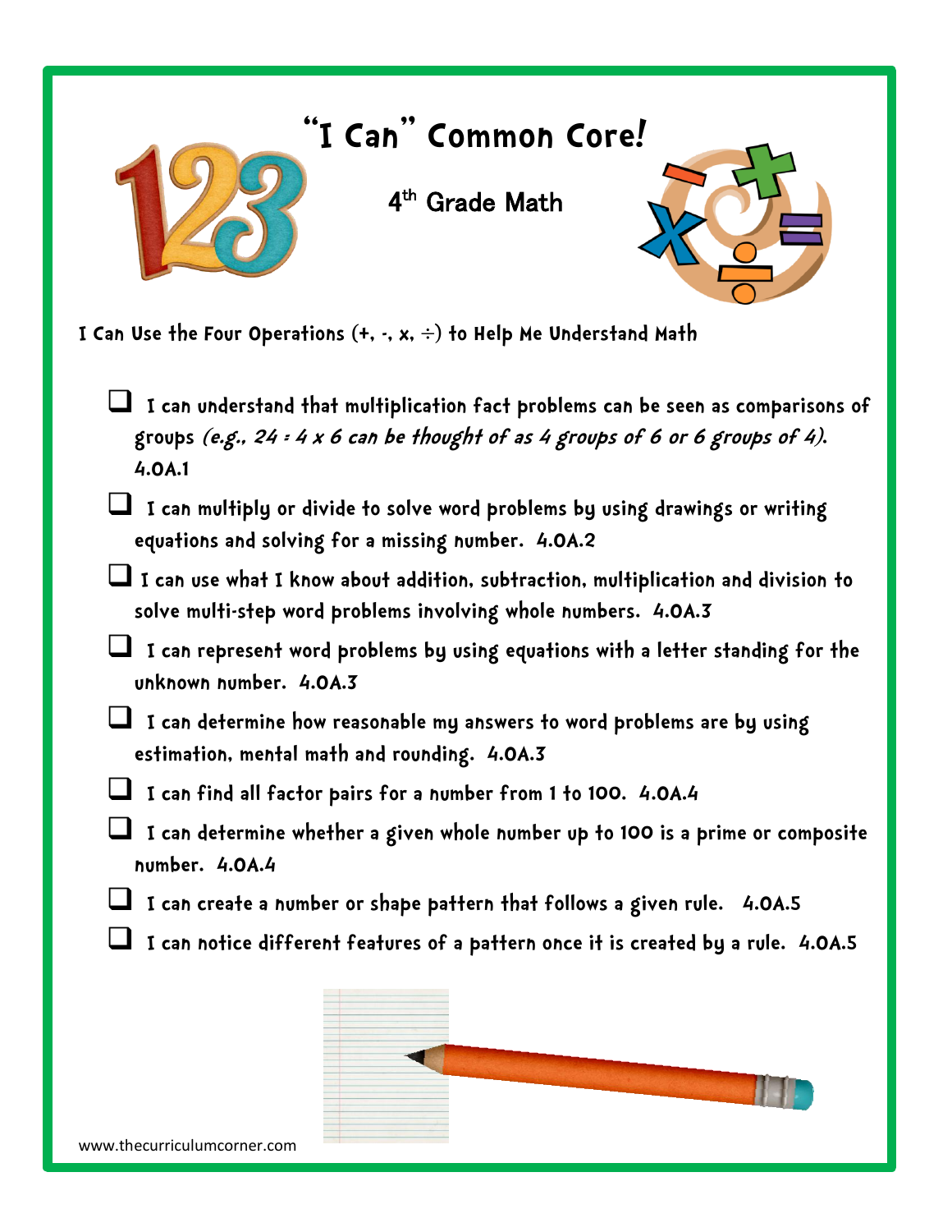# "I Can" Common Core!

## 4th Grade Math

**I Can Use the Four Operations (+, -, x, ÷) to Help Me Understand Math**

- [ ] I can understand that multiplication fact problems can be seen as comparisons of groups *(e.g., 24 = 4 x 6 can be thought of as 4 groups of 6 or 6 groups of 4).* 4.OA.1
- [ ] I can multiply or divide to solve word problems by using drawings or writing equations and solving for a missing number. 4.OA.2
- [ ] I can use what I know about addition, subtraction, multiplication and division to solve multi-step word problems involving whole numbers. 4.OA.3
- [ ] I can represent word problems by using equations with a letter standing for the unknown number. 4.OA.3
- [ ] I can determine how reasonable my answers to word problems are by using estimation, mental math and rounding. 4.OA.3
- [ ] I can find all factor pairs for a number from 1 to 100. 4.OA.4
- [ ] I can determine whether a given whole number up to 100 is a prime or composite number. 4.OA.4
- [ ] I can create a number or shape pattern that follows a given rule. 4.OA.5
- [ ] I can notice different features of a pattern once it is created by a rule. 4.OA.5

www.thecurriculumcorner.com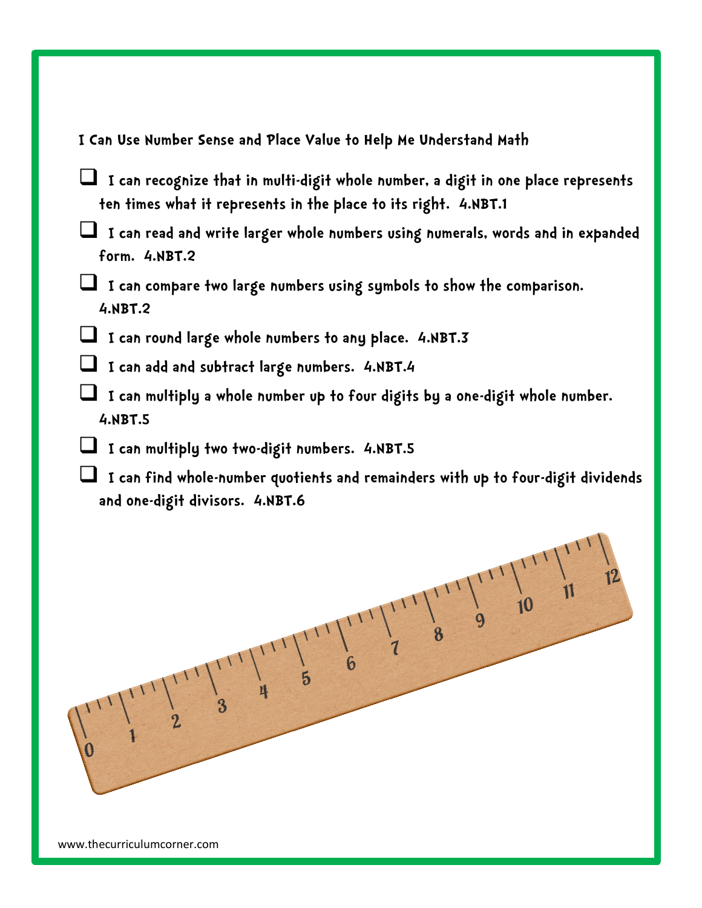## I Can Use Number Sense and Place Value to Help Me Understand Math

- ❑ I can recognize that in multi-digit whole number, a digit in one place represents ten times what it represents in the place to its right. **4.NBT.1**
- ❑ I can read and write larger whole numbers using numerals, words and in expanded form. **4.NBT.2**
- ❑ I can compare two large numbers using symbols to show the comparison. **4.NBT.2**
- ❑ I can round large whole numbers to any place. **4.NBT.3**
- ❑ I can add and subtract large numbers. **4.NBT.4**
- ❑ I can multiply a whole number up to four digits by a one-digit whole number. **4.NBT.5**
- ❑ I can multiply two two-digit numbers. **4.NBT.5**
- ❑ I can find whole-number quotients and remainders with up to four-digit dividends and one-digit divisors. **4.NBT.6**

www.thecurriculumcorner.com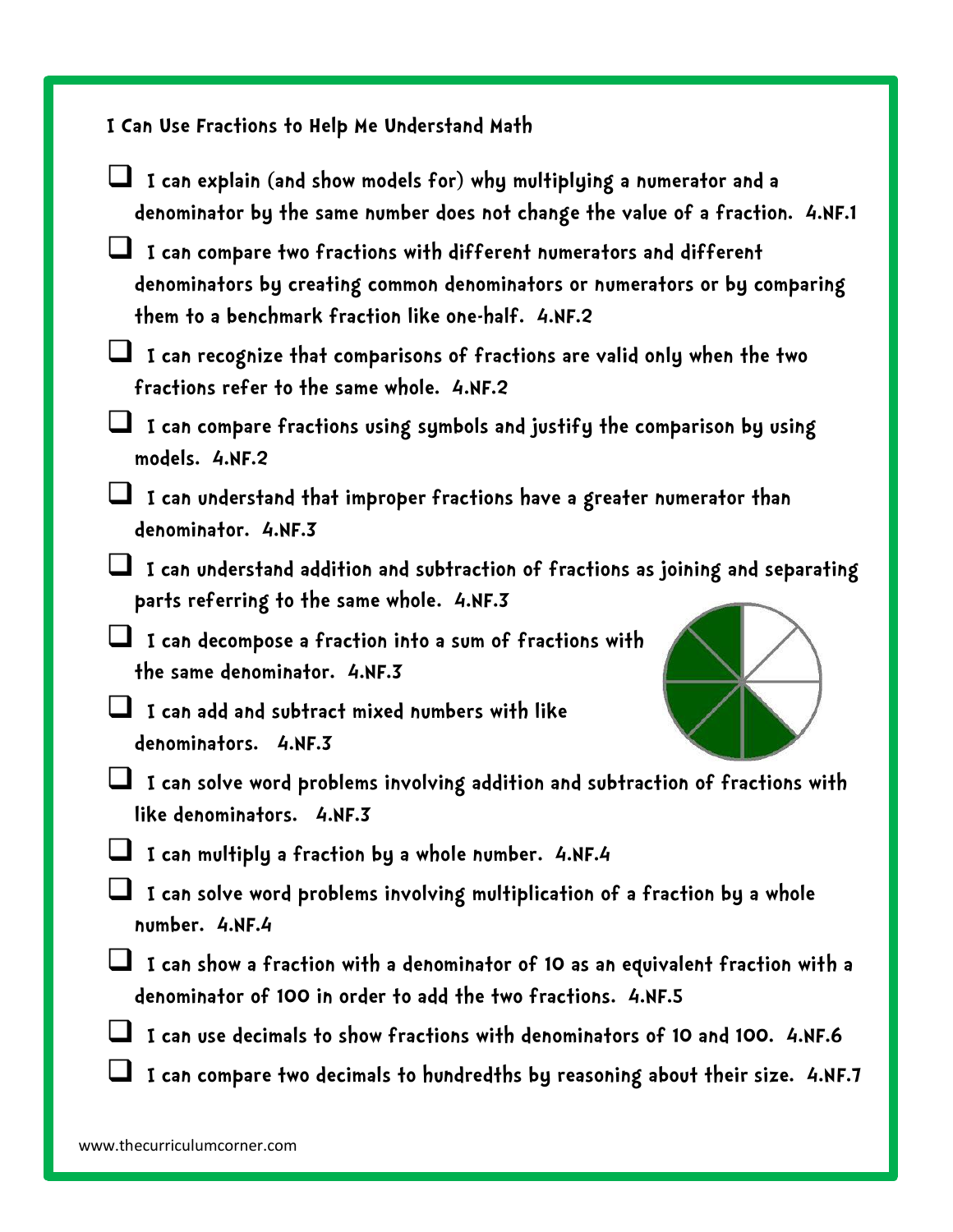I Can Use Fractions to Help Me Understand Math

- [ ] I can explain (and show models for) why multiplying a numerator and a denominator by the same number does not change the value of a fraction. 4.NF.1
- [ ] I can compare two fractions with different numerators and different denominators by creating common denominators or numerators or by comparing them to a benchmark fraction like one-half. 4.NF.2
- [ ] I can recognize that comparisons of fractions are valid only when the two fractions refer to the same whole. 4.NF.2
- [ ] I can compare fractions using symbols and justify the comparison by using models. 4.NF.2
- [ ] I can understand that improper fractions have a greater numerator than denominator. 4.NF.3
- [ ] I can understand addition and subtraction of fractions as joining and separating parts referring to the same whole. 4.NF.3
- [ ] I can decompose a fraction into a sum of fractions with the same denominator. 4.NF.3
- [ ] I can add and subtract mixed numbers with like denominators. 4.NF.3
- [ ] I can solve word problems involving addition and subtraction of fractions with like denominators. 4.NF.3
- [ ] I can multiply a fraction by a whole number. 4.NF.4
- [ ] I can solve word problems involving multiplication of a fraction by a whole number. 4.NF.4
- [ ] I can show a fraction with a denominator of 10 as an equivalent fraction with a denominator of 100 in order to add the two fractions. 4.NF.5
- [ ] I can use decimals to show fractions with denominators of 10 and 100. 4.NF.6
- [ ] I can compare two decimals to hundredths by reasoning about their size. 4.NF.7

www.thecurriculumcorner.com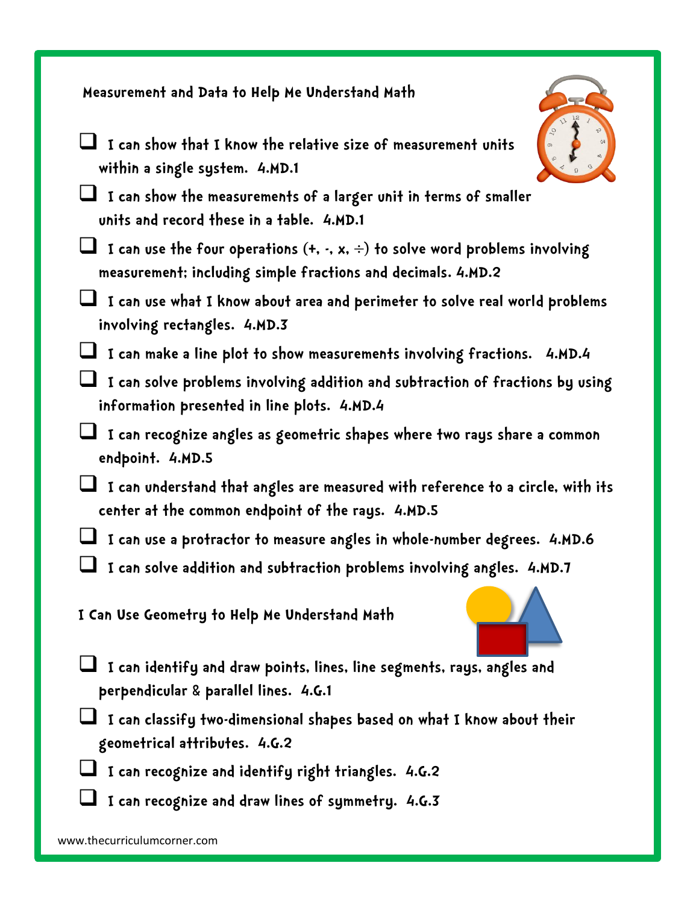## Measurement and Data to Help Me Understand Math

- [ ] I can show that I know the relative size of measurement units within a single system. 4.MD.1
- [ ] I can show the measurements of a larger unit in terms of smaller units and record these in a table. 4.MD.1
- [ ] I can use the four operations (+, -, x, ÷) to solve word problems involving measurement; including simple fractions and decimals. 4.MD.2
- [ ] I can use what I know about area and perimeter to solve real world problems involving rectangles. 4.MD.3
- [ ] I can make a line plot to show measurements involving fractions. 4.MD.4
- [ ] I can solve problems involving addition and subtraction of fractions by using information presented in line plots. 4.MD.4
- [ ] I can recognize angles as geometric shapes where two rays share a common endpoint. 4.MD.5
- [ ] I can understand that angles are measured with reference to a circle, with its center at the common endpoint of the rays. 4.MD.5
- [ ] I can use a protractor to measure angles in whole-number degrees. 4.MD.6
- [ ] I can solve addition and subtraction problems involving angles. 4.MD.7

## I Can Use Geometry to Help Me Understand Math

- [ ] I can identify and draw points, lines, line segments, rays, angles and perpendicular & parallel lines. 4.G.1
- [ ] I can classify two-dimensional shapes based on what I know about their geometrical attributes. 4.G.2
- [ ] I can recognize and identify right triangles. 4.G.2
- [ ] I can recognize and draw lines of symmetry. 4.G.3

www.thecurriculumcorner.com